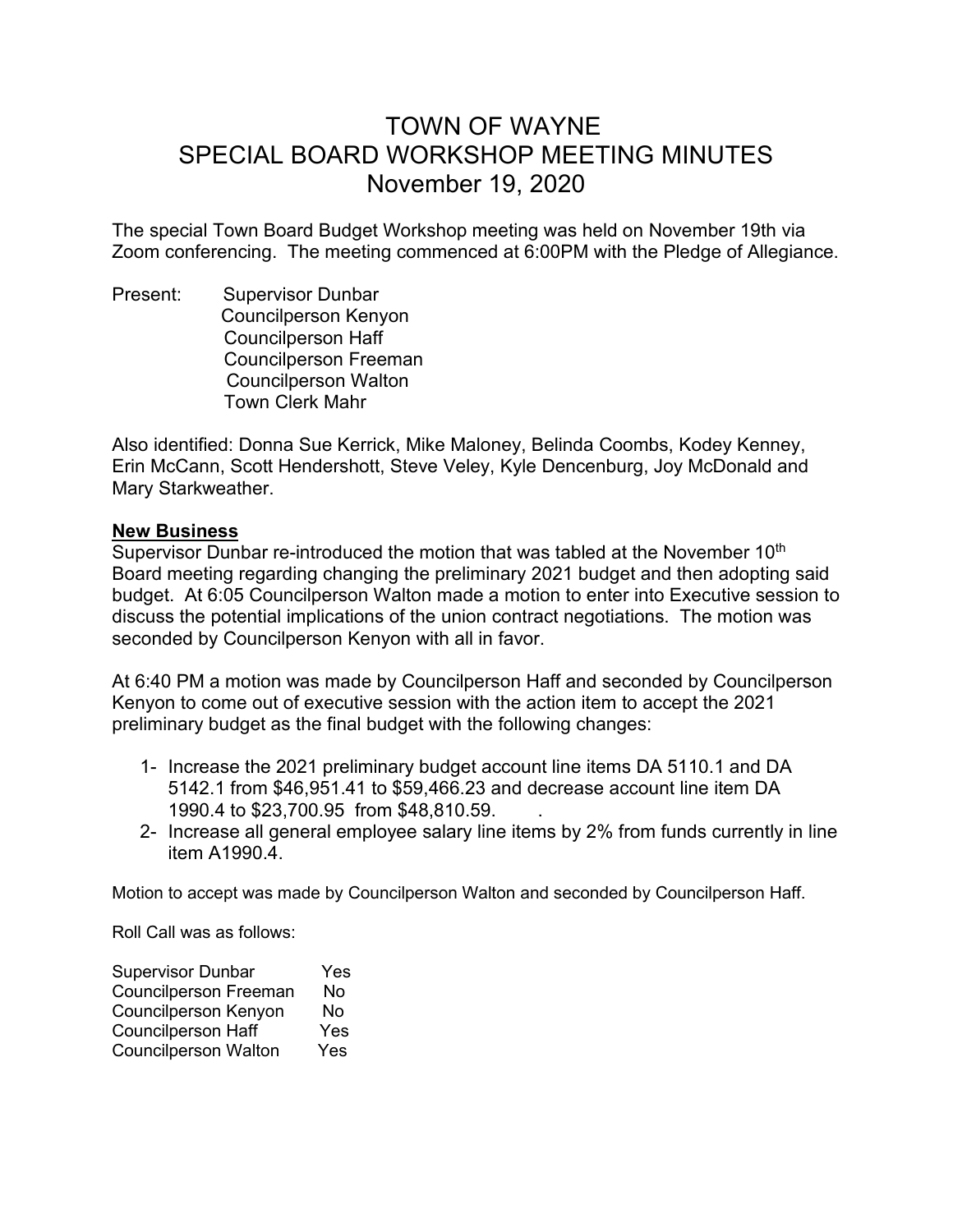# TOWN OF WAYNE
# SPECIAL BOARD WORKSHOP MEETING MINUTES
# November 19, 2020

The special Town Board Budget Workshop meeting was held on November 19th via Zoom conferencing. The meeting commenced at 6:00PM with the Pledge of Allegiance.

Present: Supervisor Dunbar
Councilperson Kenyon
Councilperson Haff
Councilperson Freeman
Councilperson Walton
Town Clerk Mahr

Also identified: Donna Sue Kerrick, Mike Maloney, Belinda Coombs, Kodey Kenney, Erin McCann, Scott Hendershott, Steve Veley, Kyle Dencenburg, Joy McDonald and Mary Starkweather.

**New Business**

Supervisor Dunbar re-introduced the motion that was tabled at the November 10th Board meeting regarding changing the preliminary 2021 budget and then adopting said budget. At 6:05 Councilperson Walton made a motion to enter into Executive session to discuss the potential implications of the union contract negotiations. The motion was seconded by Councilperson Kenyon with all in favor.

At 6:40 PM a motion was made by Councilperson Haff and seconded by Councilperson Kenyon to come out of executive session with the action item to accept the 2021 preliminary budget as the final budget with the following changes:

1- Increase the 2021 preliminary budget account line items DA 5110.1 and DA 5142.1 from $46,951.41 to $59,466.23 and decrease account line item DA 1990.4 to $23,700.95 from $48,810.59.
2- Increase all general employee salary line items by 2% from funds currently in line item A1990.4.

Motion to accept was made by Councilperson Walton and seconded by Councilperson Haff.

Roll Call was as follows:

| | |
|---|---|
| Supervisor Dunbar | Yes |
| Councilperson Freeman | No |
| Councilperson Kenyon | No |
| Councilperson Haff | Yes |
| Councilperson Walton | Yes |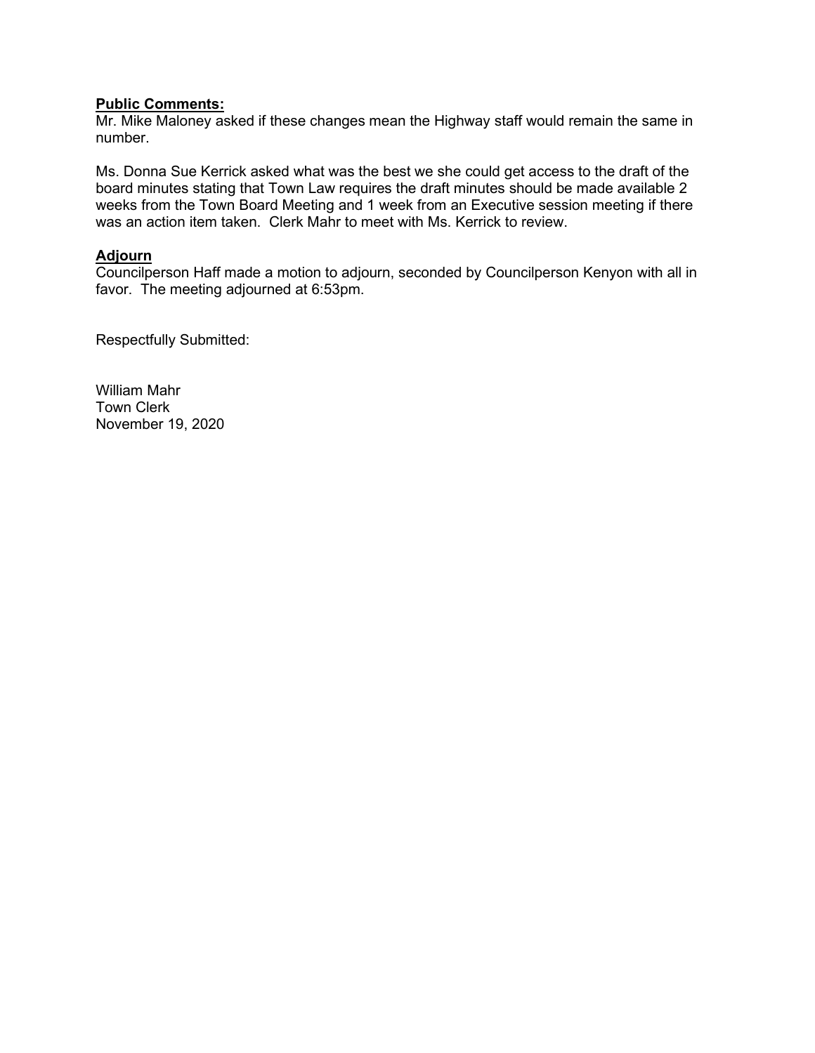**Public Comments:**

Mr. Mike Maloney asked if these changes mean the Highway staff would remain the same in number.

Ms. Donna Sue Kerrick asked what was the best we she could get access to the draft of the board minutes stating that Town Law requires the draft minutes should be made available 2 weeks from the Town Board Meeting and 1 week from an Executive session meeting if there was an action item taken. Clerk Mahr to meet with Ms. Kerrick to review.

**Adjourn**

Councilperson Haff made a motion to adjourn, seconded by Councilperson Kenyon with all in favor. The meeting adjourned at 6:53pm.

Respectfully Submitted:

William Mahr
Town Clerk
November 19, 2020